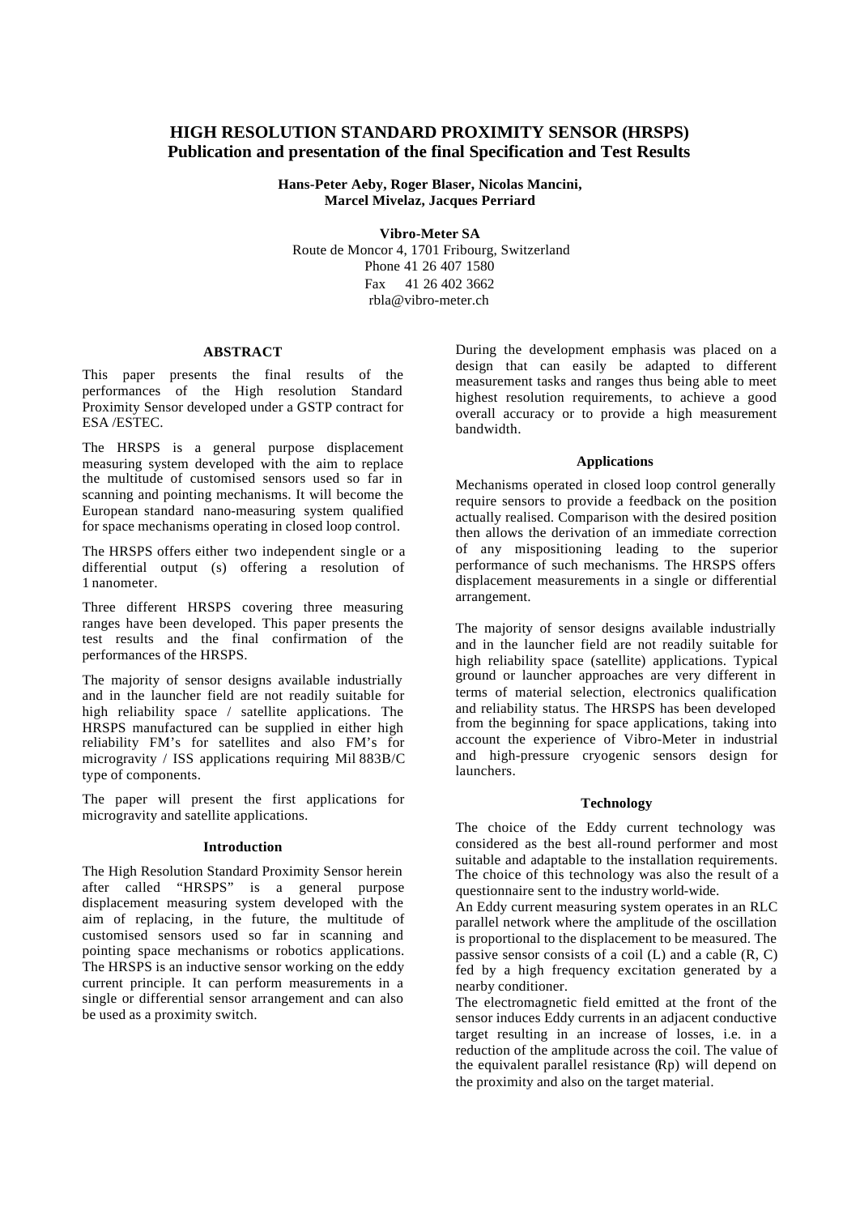# HIGH RESOLUTION STANDARD PROXIMITY SENSOR (HRSPS)
## Publication and presentation of the final Specification and Test Results

**Hans-Peter Aeby, Roger Blaser, Nicolas Mancini, Marcel Mivelaz, Jacques Perriard**

**Vibro-Meter SA**
Route de Moncor 4, 1701 Fribourg, Switzerland
Phone 41 26 407 1580
Fax 41 26 402 3662
rbla@vibro-meter.ch

### ABSTRACT

This paper presents the final results of the performances of the High resolution Standard Proximity Sensor developed under a GSTP contract for ESA /ESTEC.

The HRSPS is a general purpose displacement measuring system developed with the aim to replace the multitude of customised sensors used so far in scanning and pointing mechanisms. It will become the European standard nano-measuring system qualified for space mechanisms operating in closed loop control.

The HRSPS offers either two independent single or a differential output (s) offering a resolution of 1 nanometer.

Three different HRSPS covering three measuring ranges have been developed. This paper presents the test results and the final confirmation of the performances of the HRSPS.

The majority of sensor designs available industrially and in the launcher field are not readily suitable for high reliability space / satellite applications. The HRSPS manufactured can be supplied in either high reliability FM's for satellites and also FM's for microgravity / ISS applications requiring Mil 883B/C type of components.

The paper will present the first applications for microgravity and satellite applications.

### Introduction

The High Resolution Standard Proximity Sensor herein after called "HRSPS" is a general purpose displacement measuring system developed with the aim of replacing, in the future, the multitude of customised sensors used so far in scanning and pointing space mechanisms or robotics applications. The HRSPS is an inductive sensor working on the eddy current principle. It can perform measurements in a single or differential sensor arrangement and can also be used as a proximity switch.

During the development emphasis was placed on a design that can easily be adapted to different measurement tasks and ranges thus being able to meet highest resolution requirements, to achieve a good overall accuracy or to provide a high measurement bandwidth.

### Applications

Mechanisms operated in closed loop control generally require sensors to provide a feedback on the position actually realised. Comparison with the desired position then allows the derivation of an immediate correction of any mispositioning leading to the superior performance of such mechanisms. The HRSPS offers displacement measurements in a single or differential arrangement.

The majority of sensor designs available industrially and in the launcher field are not readily suitable for high reliability space (satellite) applications. Typical ground or launcher approaches are very different in terms of material selection, electronics qualification and reliability status. The HRSPS has been developed from the beginning for space applications, taking into account the experience of Vibro-Meter in industrial and high-pressure cryogenic sensors design for launchers.

### Technology

The choice of the Eddy current technology was considered as the best all-round performer and most suitable and adaptable to the installation requirements. The choice of this technology was also the result of a questionnaire sent to the industry world-wide.

An Eddy current measuring system operates in an RLC parallel network where the amplitude of the oscillation is proportional to the displacement to be measured. The passive sensor consists of a coil (L) and a cable (R, C) fed by a high frequency excitation generated by a nearby conditioner.

The electromagnetic field emitted at the front of the sensor induces Eddy currents in an adjacent conductive target resulting in an increase of losses, i.e. in a reduction of the amplitude across the coil. The value of the equivalent parallel resistance (Rp) will depend on the proximity and also on the target material.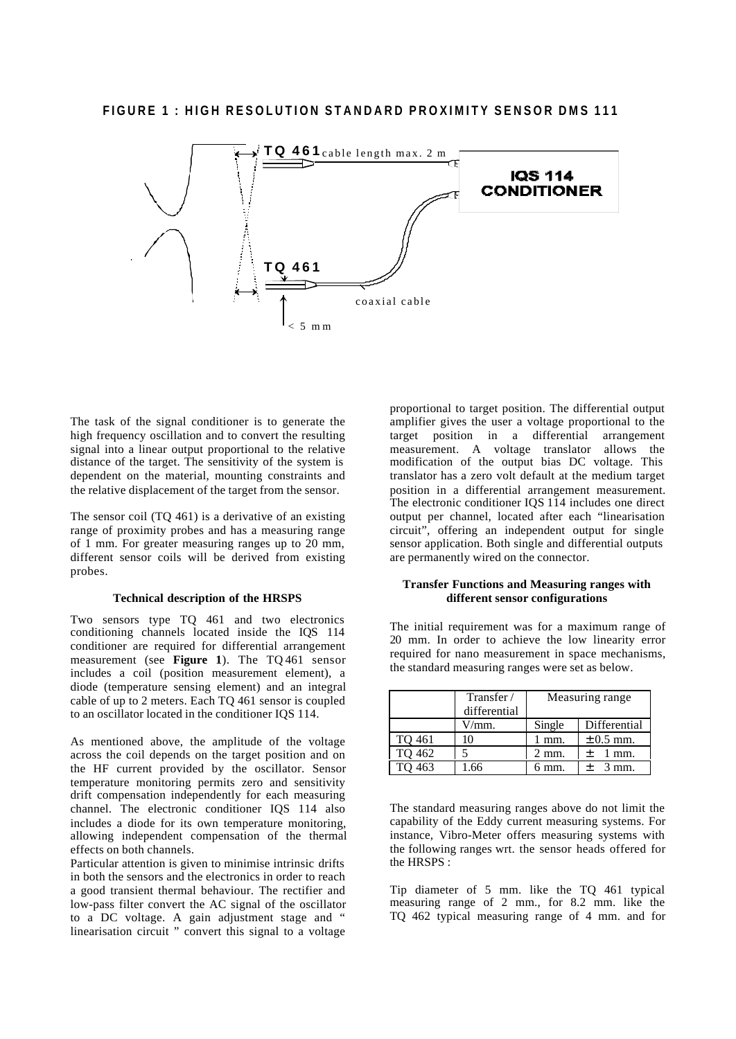**FIGURE 1 : HIGH RESOLUTION STANDARD PROXIMITY SENSOR DMS 111**

The task of the signal conditioner is to generate the high frequency oscillation and to convert the resulting signal into a linear output proportional to the relative distance of the target. The sensitivity of the system is dependent on the material, mounting constraints and the relative displacement of the target from the sensor.

The sensor coil (TQ 461) is a derivative of an existing range of proximity probes and has a measuring range of 1 mm. For greater measuring ranges up to 20 mm, different sensor coils will be derived from existing probes.

#### Technical description of the HRSPS

Two sensors type TQ 461 and two electronics conditioning channels located inside the IQS 114 conditioner are required for differential arrangement measurement (see **Figure 1**). The TQ 461 sensor includes a coil (position measurement element), a diode (temperature sensing element) and an integral cable of up to 2 meters. Each TQ 461 sensor is coupled to an oscillator located in the conditioner IQS 114.

As mentioned above, the amplitude of the voltage across the coil depends on the target position and on the HF current provided by the oscillator. Sensor temperature monitoring permits zero and sensitivity drift compensation independently for each measuring channel. The electronic conditioner IQS 114 also includes a diode for its own temperature monitoring, allowing independent compensation of the thermal effects on both channels.

Particular attention is given to minimise intrinsic drifts in both the sensors and the electronics in order to reach a good transient thermal behaviour. The rectifier and low-pass filter convert the AC signal of the oscillator to a DC voltage. A gain adjustment stage and " linearisation circuit " convert this signal to a voltage proportional to target position. The differential output amplifier gives the user a voltage proportional to the target position in a differential arrangement measurement. A voltage translator allows the modification of the output bias DC voltage. This translator has a zero volt default at the medium target position in a differential arrangement measurement. The electronic conditioner IQS 114 includes one direct output per channel, located after each "linearisation circuit", offering an independent output for single sensor application. Both single and differential outputs are permanently wired on the connector.

#### Transfer Functions and Measuring ranges with different sensor configurations

The initial requirement was for a maximum range of 20 mm. In order to achieve the low linearity error required for nano measurement in space mechanisms, the standard measuring ranges were set as below.

| | Transfer / differential | Measuring range | |
|---|---|---|---|
| | V/mm. | Single | Differential |
| TQ 461 | 10 | 1 mm. | ± 0.5 mm. |
| TQ 462 | 5 | 2 mm. | ± 1 mm. |
| TQ 463 | 1.66 | 6 mm. | ± 3 mm. |

The standard measuring ranges above do not limit the capability of the Eddy current measuring systems. For instance, Vibro-Meter offers measuring systems with the following ranges wrt. the sensor heads offered for the HRSPS :

Tip diameter of 5 mm. like the TQ 461 typical measuring range of 2 mm., for 8.2 mm. like the TQ 462 typical measuring range of 4 mm. and for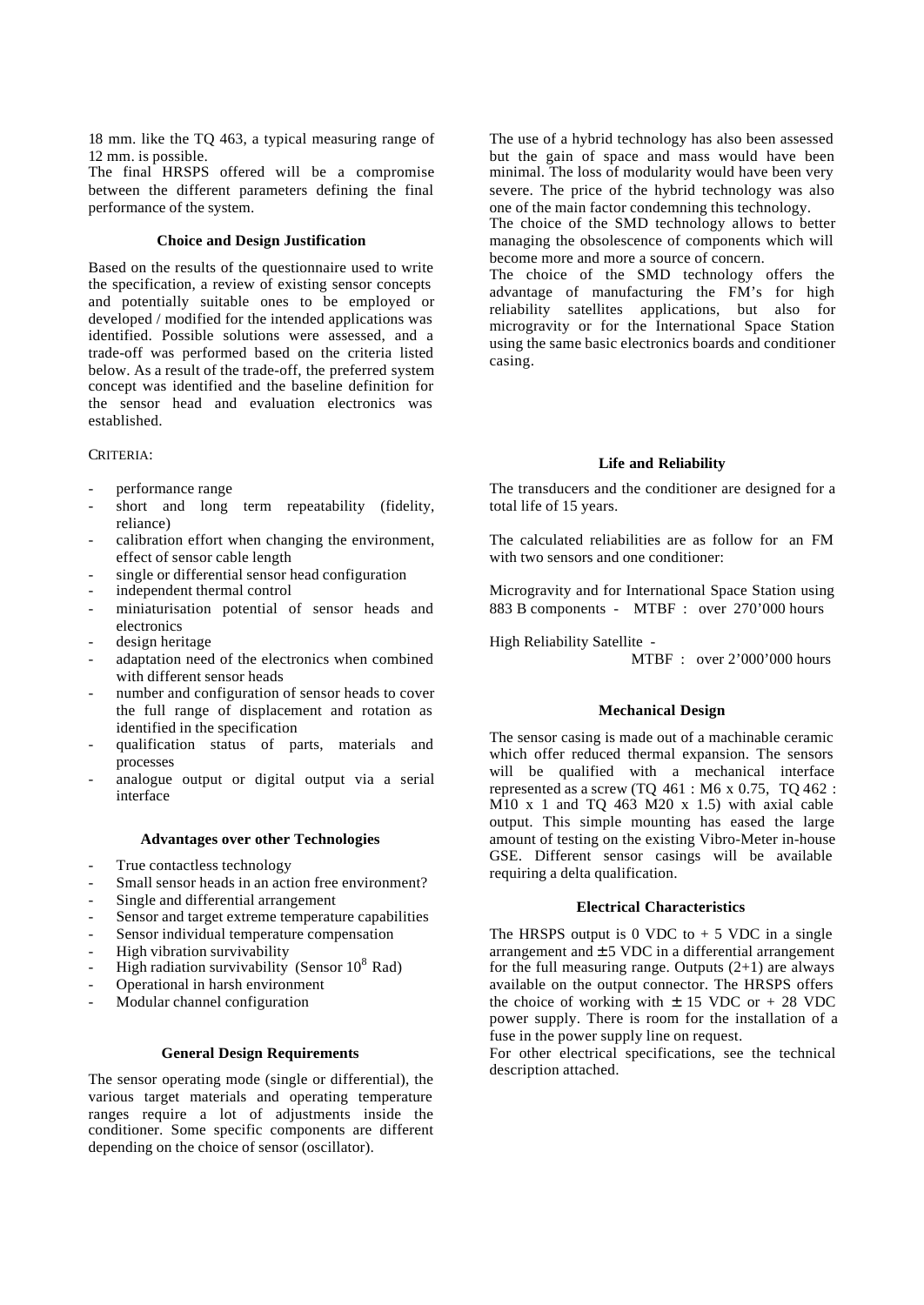18 mm. like the TQ 463, a typical measuring range of 12 mm. is possible.
The final HRSPS offered will be a compromise between the different parameters defining the final performance of the system.

### Choice and Design Justification

Based on the results of the questionnaire used to write the specification, a review of existing sensor concepts and potentially suitable ones to be employed or developed / modified for the intended applications was identified. Possible solutions were assessed, and a trade-off was performed based on the criteria listed below. As a result of the trade-off, the preferred system concept was identified and the baseline definition for the sensor head and evaluation electronics was established.

CRITERIA:

- performance range
- short and long term repeatability (fidelity, reliance)
- calibration effort when changing the environment, effect of sensor cable length
- single or differential sensor head configuration
- independent thermal control
- miniaturisation potential of sensor heads and electronics
- design heritage
- adaptation need of the electronics when combined with different sensor heads
- number and configuration of sensor heads to cover the full range of displacement and rotation as identified in the specification
- qualification status of parts, materials and processes
- analogue output or digital output via a serial interface

### Advantages over other Technologies

- True contactless technology
- Small sensor heads in an action free environment?
- Single and differential arrangement
- Sensor and target extreme temperature capabilities
- Sensor individual temperature compensation
- High vibration survivability
- High radiation survivability (Sensor $10^8$ Rad)
- Operational in harsh environment
- Modular channel configuration

### General Design Requirements

The sensor operating mode (single or differential), the various target materials and operating temperature ranges require a lot of adjustments inside the conditioner. Some specific components are different depending on the choice of sensor (oscillator).

The use of a hybrid technology has also been assessed but the gain of space and mass would have been minimal. The loss of modularity would have been very severe. The price of the hybrid technology was also one of the main factor condemning this technology.
The choice of the SMD technology allows to better managing the obsolescence of components which will become more and more a source of concern.
The choice of the SMD technology offers the advantage of manufacturing the FM's for high reliability satellites applications, but also for microgravity or for the International Space Station using the same basic electronics boards and conditioner casing.

### Life and Reliability

The transducers and the conditioner are designed for a total life of 15 years.

The calculated reliabilities are as follow for an FM with two sensors and one conditioner:

Microgravity and for International Space Station using 883 B components - MTBF : over 270'000 hours

High Reliability Satellite -
MTBF : over 2'000'000 hours

### Mechanical Design

The sensor casing is made out of a machinable ceramic which offer reduced thermal expansion. The sensors will be qualified with a mechanical interface represented as a screw (TQ 461 : M6 x 0.75, TQ 462 : M10 x 1 and TQ 463 M20 x 1.5) with axial cable output. This simple mounting has eased the large amount of testing on the existing Vibro-Meter in-house GSE. Different sensor casings will be available requiring a delta qualification.

### Electrical Characteristics

The HRSPS output is 0 VDC to + 5 VDC in a single arrangement and ± 5 VDC in a differential arrangement for the full measuring range. Outputs (2+1) are always available on the output connector. The HRSPS offers the choice of working with ± 15 VDC or + 28 VDC power supply. There is room for the installation of a fuse in the power supply line on request.
For other electrical specifications, see the technical description attached.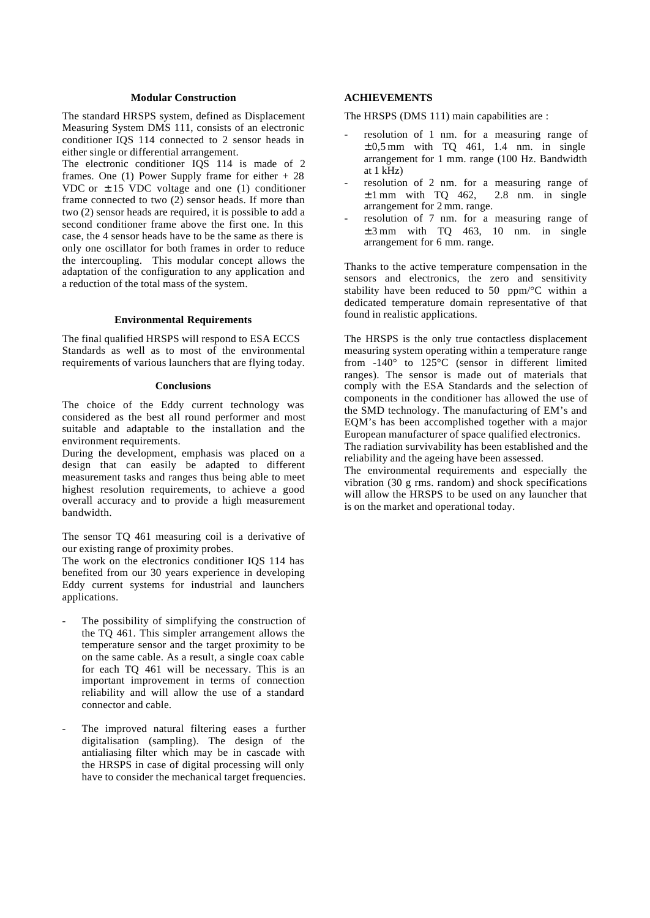### Modular Construction

The standard HRSPS system, defined as Displacement Measuring System DMS 111, consists of an electronic conditioner IQS 114 connected to 2 sensor heads in either single or differential arrangement.

The electronic conditioner IQS 114 is made of 2 frames. One (1) Power Supply frame for either + 28 VDC or ± 15 VDC voltage and one (1) conditioner frame connected to two (2) sensor heads. If more than two (2) sensor heads are required, it is possible to add a second conditioner frame above the first one. In this case, the 4 sensor heads have to be the same as there is only one oscillator for both frames in order to reduce the intercoupling. This modular concept allows the adaptation of the configuration to any application and a reduction of the total mass of the system.

### Environmental Requirements

The final qualified HRSPS will respond to ESA ECCS Standards as well as to most of the environmental requirements of various launchers that are flying today.

### Conclusions

The choice of the Eddy current technology was considered as the best all round performer and most suitable and adaptable to the installation and the environment requirements.

During the development, emphasis was placed on a design that can easily be adapted to different measurement tasks and ranges thus being able to meet highest resolution requirements, to achieve a good overall accuracy and to provide a high measurement bandwidth.

The sensor TQ 461 measuring coil is a derivative of our existing range of proximity probes.

The work on the electronics conditioner IQS 114 has benefited from our 30 years experience in developing Eddy current systems for industrial and launchers applications.

- The possibility of simplifying the construction of the TQ 461. This simpler arrangement allows the temperature sensor and the target proximity to be on the same cable. As a result, a single coax cable for each TQ 461 will be necessary. This is an important improvement in terms of connection reliability and will allow the use of a standard connector and cable.

- The improved natural filtering eases a further digitalisation (sampling). The design of the antialiasing filter which may be in cascade with the HRSPS in case of digital processing will only have to consider the mechanical target frequencies.

### ACHIEVEMENTS

The HRSPS (DMS 111) main capabilities are :

- resolution of 1 nm. for a measuring range of ± 0,5 mm with TQ 461, 1.4 nm. in single arrangement for 1 mm. range (100 Hz. Bandwidth at 1 kHz)
- resolution of 2 nm. for a measuring range of ± 1 mm with TQ 462, 2.8 nm. in single arrangement for 2 mm. range.
- resolution of 7 nm. for a measuring range of ± 3 mm with TQ 463, 10 nm. in single arrangement for 6 mm. range.

Thanks to the active temperature compensation in the sensors and electronics, the zero and sensitivity stability have been reduced to 50 ppm/°C within a dedicated temperature domain representative of that found in realistic applications.

The HRSPS is the only true contactless displacement measuring system operating within a temperature range from -140° to 125°C (sensor in different limited ranges). The sensor is made out of materials that comply with the ESA Standards and the selection of components in the conditioner has allowed the use of the SMD technology. The manufacturing of EM's and EQM's has been accomplished together with a major European manufacturer of space qualified electronics.

The radiation survivability has been established and the reliability and the ageing have been assessed.

The environmental requirements and especially the vibration (30 g rms. random) and shock specifications will allow the HRSPS to be used on any launcher that is on the market and operational today.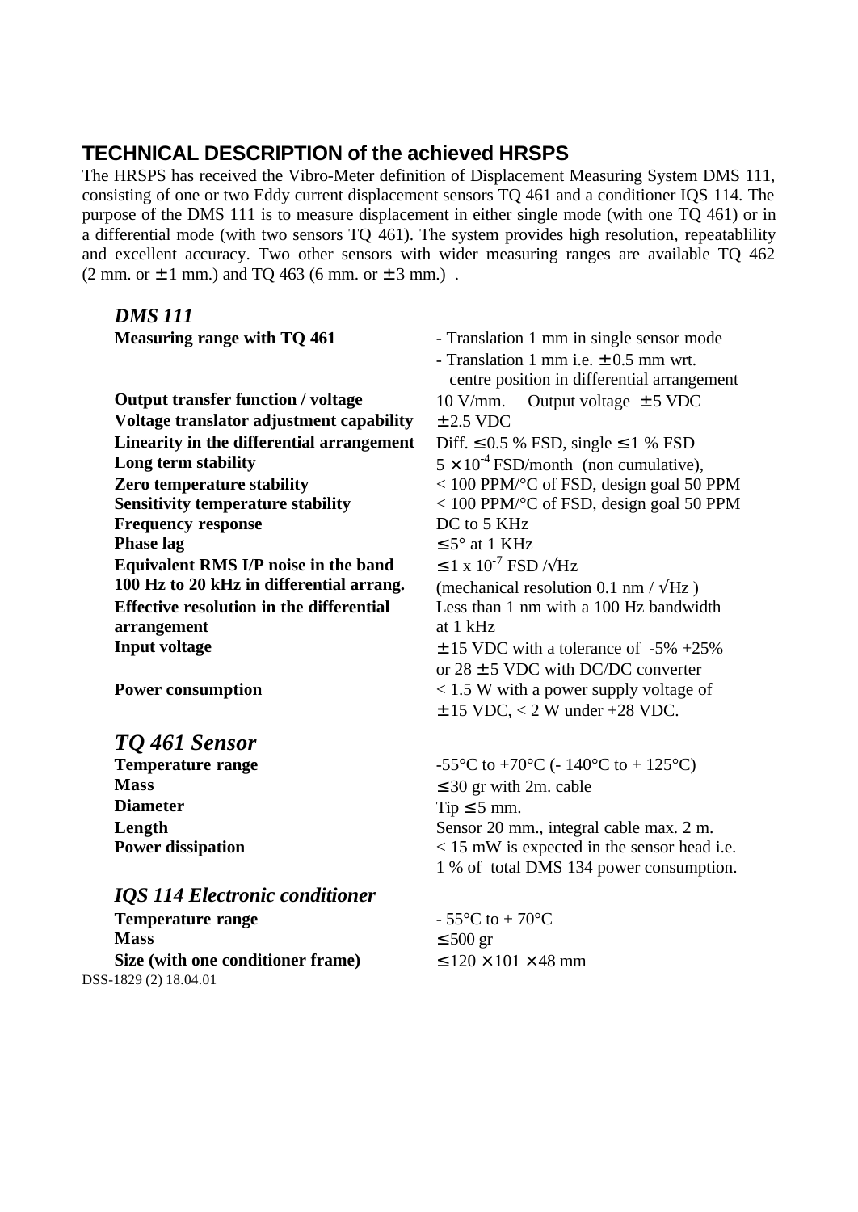## TECHNICAL DESCRIPTION of the achieved HRSPS

The HRSPS has received the Vibro-Meter definition of Displacement Measuring System DMS 111, consisting of one or two Eddy current displacement sensors TQ 461 and a conditioner IQS 114. The purpose of the DMS 111 is to measure displacement in either single mode (with one TQ 461) or in a differential mode (with two sensors TQ 461). The system provides high resolution, repeatablility and excellent accuracy. Two other sensors with wider measuring ranges are available TQ 462 (2 mm. or ± 1 mm.) and TQ 463 (6 mm. or ± 3 mm.) .

### *DMS 111*

| | |
|---|---|
| **Measuring range with TQ 461** | - Translation 1 mm in single sensor mode<br>- Translation 1 mm i.e. ± 0.5 mm wrt. centre position in differential arrangement |
| **Output transfer function / voltage** | 10 V/mm. Output voltage ± 5 VDC |
| **Voltage translator adjustment capability** | ± 2.5 VDC |
| **Linearity in the differential arrangement** | Diff. ≤ 0.5 % FSD, single ≤ 1 % FSD |
| **Long term stability** | $5 \times 10^{-4}$ FSD/month (non cumulative), |
| **Zero temperature stability** | < 100 PPM/°C of FSD, design goal 50 PPM |
| **Sensitivity temperature stability** | < 100 PPM/°C of FSD, design goal 50 PPM |
| **Frequency response** | DC to 5 KHz |
| **Phase lag** | ≤ 5° at 1 KHz |
| **Equivalent RMS I/P noise in the band 100 Hz to 20 kHz in differential arrang.** | ≤ $1 \times 10^{-7}$ FSD /√Hz (mechanical resolution 0.1 nm / √Hz ) |
| **Effective resolution in the differential arrangement** | Less than 1 nm with a 100 Hz bandwidth at 1 kHz |
| **Input voltage** | ± 15 VDC with a tolerance of -5% +25% or 28 ± 5 VDC with DC/DC converter |
| **Power consumption** | < 1.5 W with a power supply voltage of ± 15 VDC, < 2 W under +28 VDC. |

### *TQ 461 Sensor*

| | |
|---|---|
| **Temperature range** | -55°C to +70°C (- 140°C to + 125°C) |
| **Mass** | ≤ 30 gr with 2m. cable |
| **Diameter** | Tip ≤ 5 mm. |
| **Length** | Sensor 20 mm., integral cable max. 2 m. |
| **Power dissipation** | < 15 mW is expected in the sensor head i.e. 1 % of total DMS 134 power consumption. |

### *IQS 114 Electronic conditioner*

| | |
|---|---|
| **Temperature range** | - 55°C to + 70°C |
| **Mass** | ≤ 500 gr |
| **Size (with one conditioner frame)** | ≤ 120 × 101 × 48 mm |

DSS-1829 (2) 18.04.01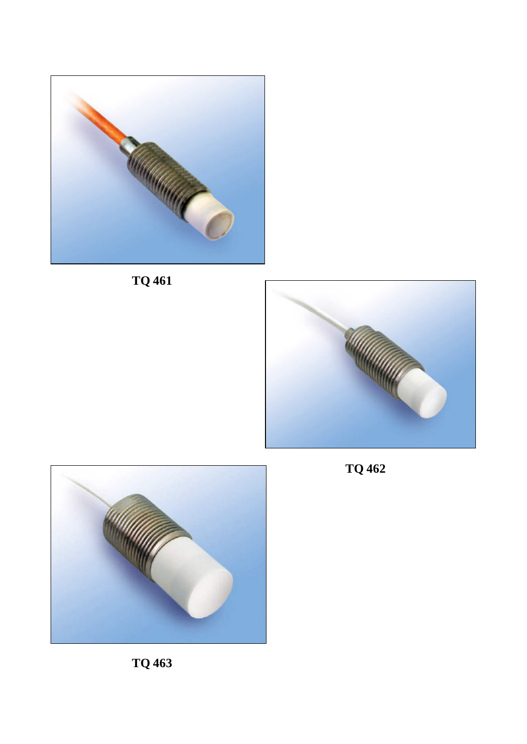**TQ 461**

**TQ 462**

**TQ 463**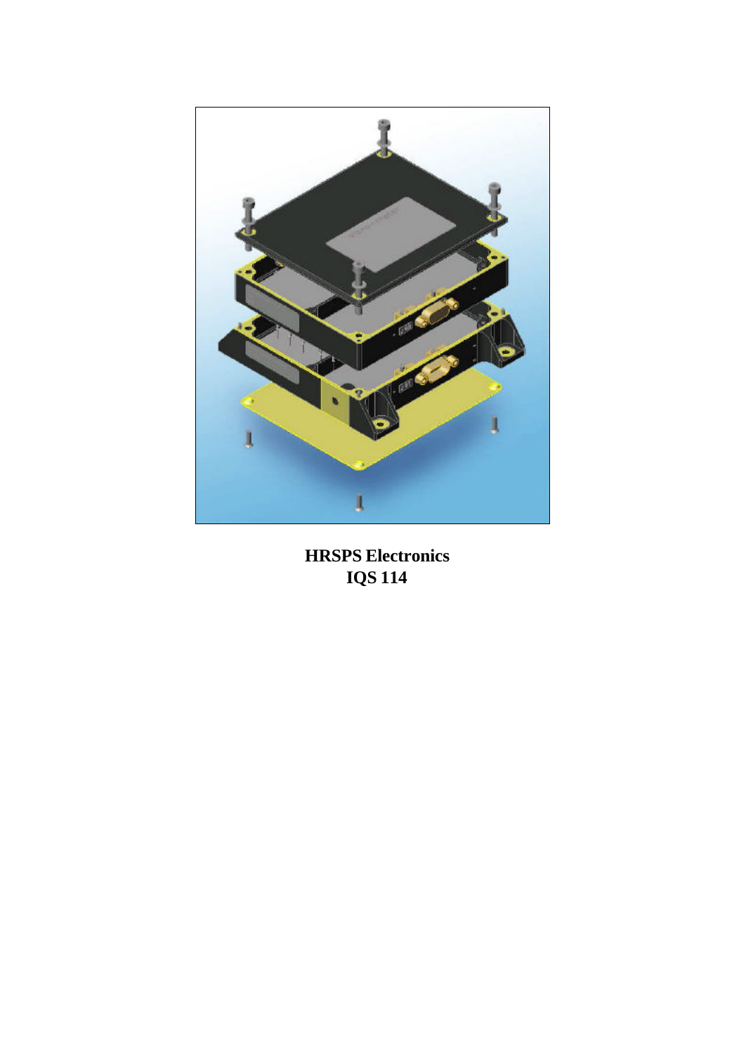**HRSPS Electronics**
**IQS 114**